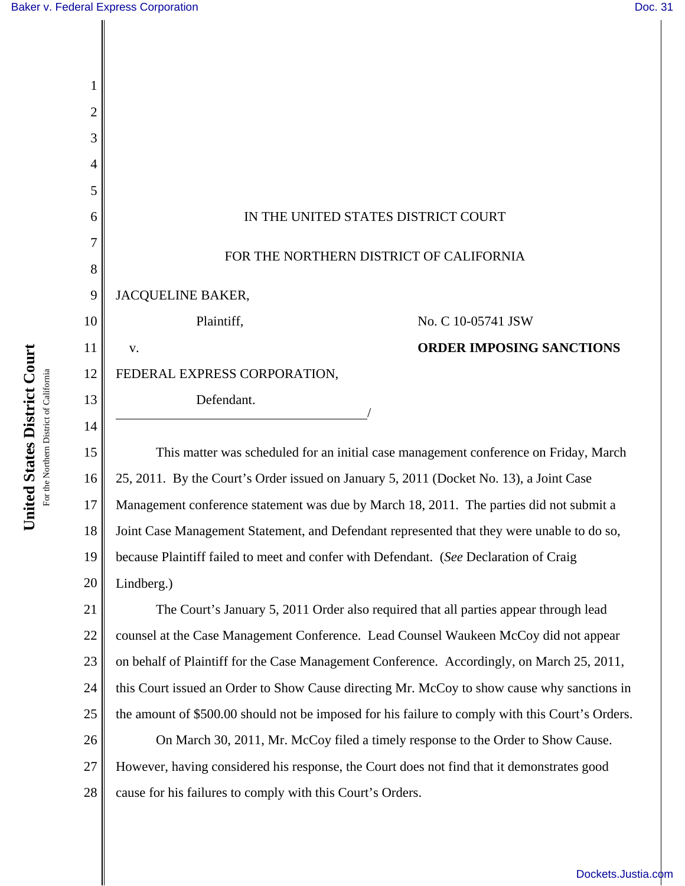IN THE UNITED STATES DISTRICT COURT

FOR THE NORTHERN DISTRICT OF CALIFORNIA

JACQUELINE BAKER,

Plaintiff,

v.

FEDERAL EXPRESS CORPORATION,

Defendant.

No. C 10-05741 JSW

**ORDER IMPOSING SANCTIONS**

This matter was scheduled for an initial case management conference on Friday, March 25, 2011. By the Court's Order issued on January 5, 2011 (Docket No. 13), a Joint Case Management conference statement was due by March 18, 2011. The parties did not submit a Joint Case Management Statement, and Defendant represented that they were unable to do so, because Plaintiff failed to meet and confer with Defendant. (*See* Declaration of Craig Lindberg.)

The Court's January 5, 2011 Order also required that all parties appear through lead counsel at the Case Management Conference. Lead Counsel Waukeen McCoy did not appear on behalf of Plaintiff for the Case Management Conference. Accordingly, on March 25, 2011, this Court issued an Order to Show Cause directing Mr. McCoy to show cause why sanctions in the amount of $500.00 should not be imposed for his failure to comply with this Court's Orders.

On March 30, 2011, Mr. McCoy filed a timely response to the Order to Show Cause. However, having considered his response, the Court does not find that it demonstrates good cause for his failures to comply with this Court's Orders.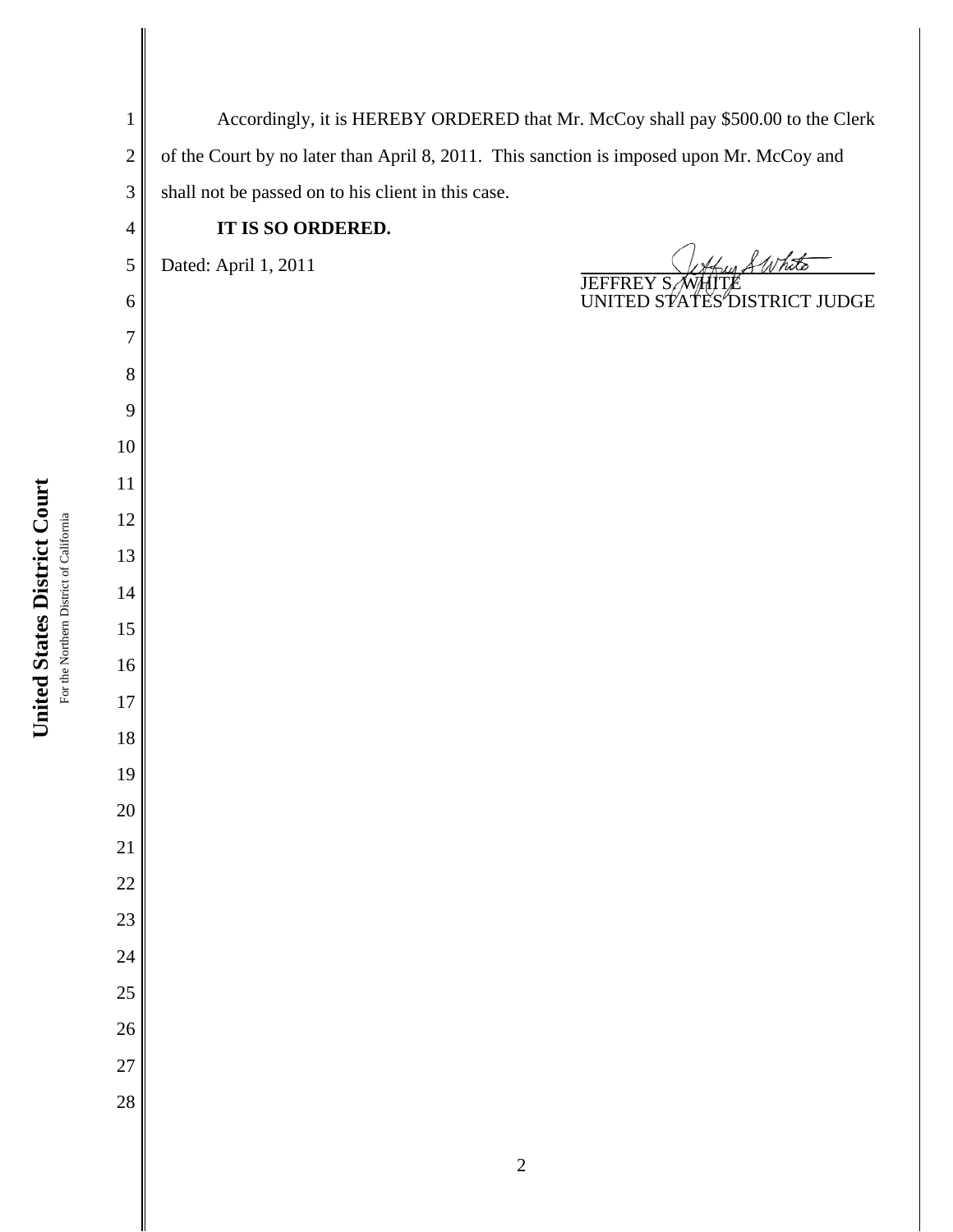Accordingly, it is HEREBY ORDERED that Mr. McCoy shall pay $500.00 to the Clerk of the Court by no later than April 8, 2011. This sanction is imposed upon Mr. McCoy and shall not be passed on to his client in this case.

**IT IS SO ORDERED.**

Dated: April 1, 2011

JEFFREY S. WHITE
UNITED STATES DISTRICT JUDGE